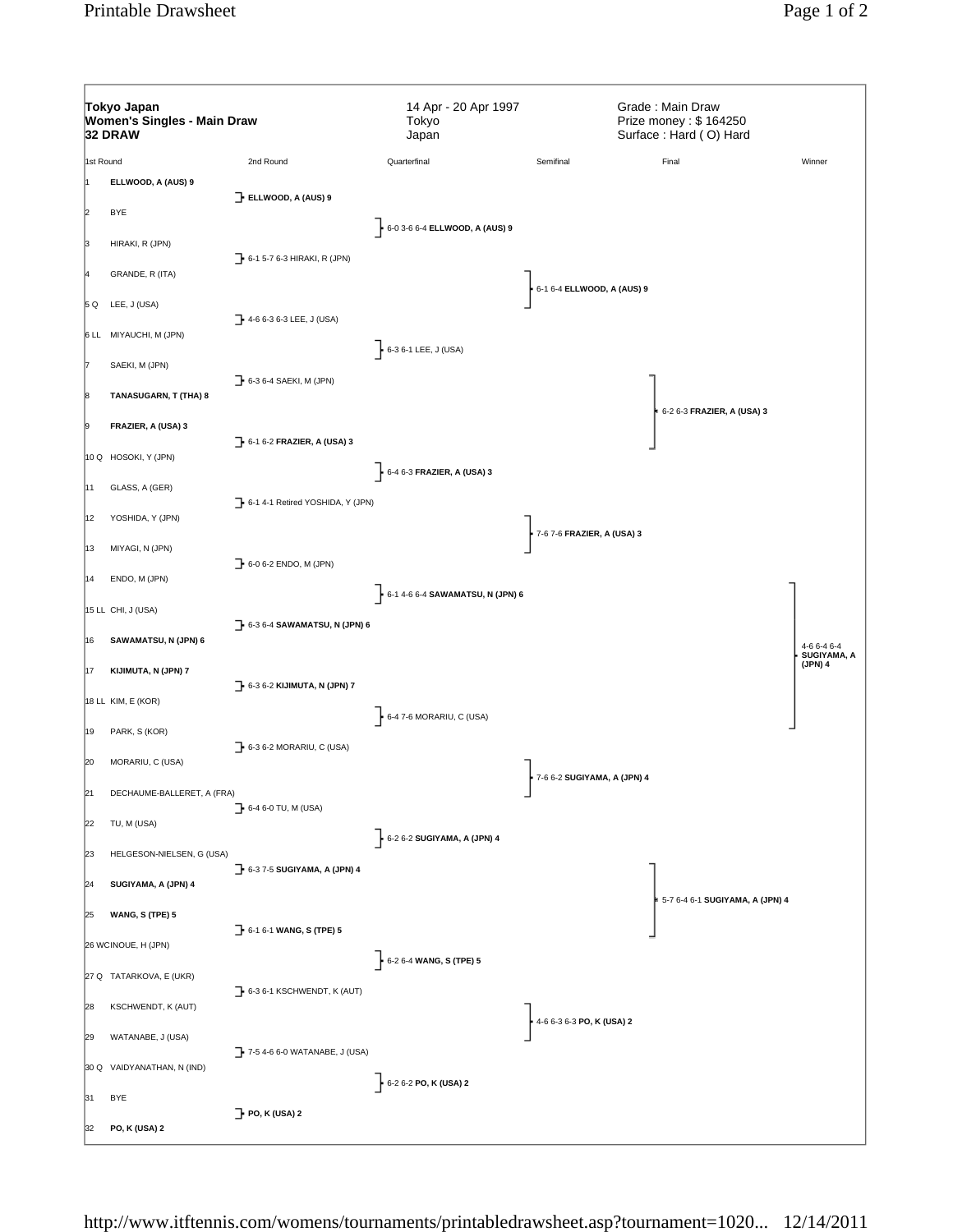**Tokyo Japan**
**Women's Singles - Main Draw**
**32 DRAW**

14 Apr - 20 Apr 1997
Tokyo
Japan

Grade : Main Draw
Prize money : $ 164250
Surface : Hard ( O) Hard

| 1st Round | 2nd Round | Quarterfinal | Semifinal | Final | Winner |
|---|---|---|---|---|---|
| 1 **ELLWOOD, A (AUS) 9** | **ELLWOOD, A (AUS) 9** | 6-0 3-6 6-4 **ELLWOOD, A (AUS) 9** | 6-1 6-4 **ELLWOOD, A (AUS) 9** | 6-2 6-3 **FRAZIER, A (USA) 3** | 4-6 6-4 6-4 **SUGIYAMA, A (JPN) 4** |
| 2 BYE | | | | | |
| 3 HIRAKI, R (JPN) | 6-1 5-7 6-3 HIRAKI, R (JPN) | | | | |
| 4 GRANDE, R (ITA) | | | | | |
| 5 Q LEE, J (USA) | 4-6 6-3 6-3 LEE, J (USA) | 6-3 6-1 LEE, J (USA) | | | |
| 6 LL MIYAUCHI, M (JPN) | | | | | |
| 7 SAEKI, M (JPN) | 6-3 6-4 SAEKI, M (JPN) | | | | |
| 8 **TANASUGARN, T (THA) 8** | | | | | |
| 9 **FRAZIER, A (USA) 3** | 6-1 6-2 **FRAZIER, A (USA) 3** | 6-4 6-3 **FRAZIER, A (USA) 3** | 7-6 7-6 **FRAZIER, A (USA) 3** | | |
| 10 Q HOSOKI, Y (JPN) | | | | | |
| 11 GLASS, A (GER) | 6-1 4-1 Retired YOSHIDA, Y (JPN) | | | | |
| 12 YOSHIDA, Y (JPN) | | | | | |
| 13 MIYAGI, N (JPN) | 6-0 6-2 ENDO, M (JPN) | 6-1 4-6 6-4 **SAWAMATSU, N (JPN) 6** | | | |
| 14 ENDO, M (JPN) | | | | | |
| 15 LL CHI, J (USA) | 6-3 6-4 **SAWAMATSU, N (JPN) 6** | | | | |
| 16 **SAWAMATSU, N (JPN) 6** | | | | | |
| 17 **KIJIMUTA, N (JPN) 7** | 6-3 6-2 **KIJIMUTA, N (JPN) 7** | 6-4 7-6 MORARIU, C (USA) | 7-6 6-2 **SUGIYAMA, A (JPN) 4** | 5-7 6-4 6-1 **SUGIYAMA, A (JPN) 4** | |
| 18 LL KIM, E (KOR) | | | | | |
| 19 PARK, S (KOR) | 6-3 6-2 MORARIU, C (USA) | | | | |
| 20 MORARIU, C (USA) | | | | | |
| 21 DECHAUME-BALLERET, A (FRA) | 6-4 6-0 TU, M (USA) | 6-2 6-2 **SUGIYAMA, A (JPN) 4** | | | |
| 22 TU, M (USA) | | | | | |
| 23 HELGESON-NIELSEN, G (USA) | 6-3 7-5 **SUGIYAMA, A (JPN) 4** | | | | |
| 24 **SUGIYAMA, A (JPN) 4** | | | | | |
| 25 **WANG, S (TPE) 5** | 6-1 6-1 **WANG, S (TPE) 5** | 6-2 6-4 **WANG, S (TPE) 5** | 4-6 6-3 6-3 **PO, K (USA) 2** | | |
| 26 WC INOUE, H (JPN) | | | | | |
| 27 Q TATARKOVA, E (UKR) | 6-3 6-1 KSCHWENDT, K (AUT) | | | | |
| 28 KSCHWENDT, K (AUT) | | | | | |
| 29 WATANABE, J (USA) | 7-5 4-6 6-0 WATANABE, J (USA) | 6-2 6-2 **PO, K (USA) 2** | | | |
| 30 Q VAIDYANATHAN, N (IND) | | | | | |
| 31 BYE | **PO, K (USA) 2** | | | | |
| 32 **PO, K (USA) 2** | | | | | |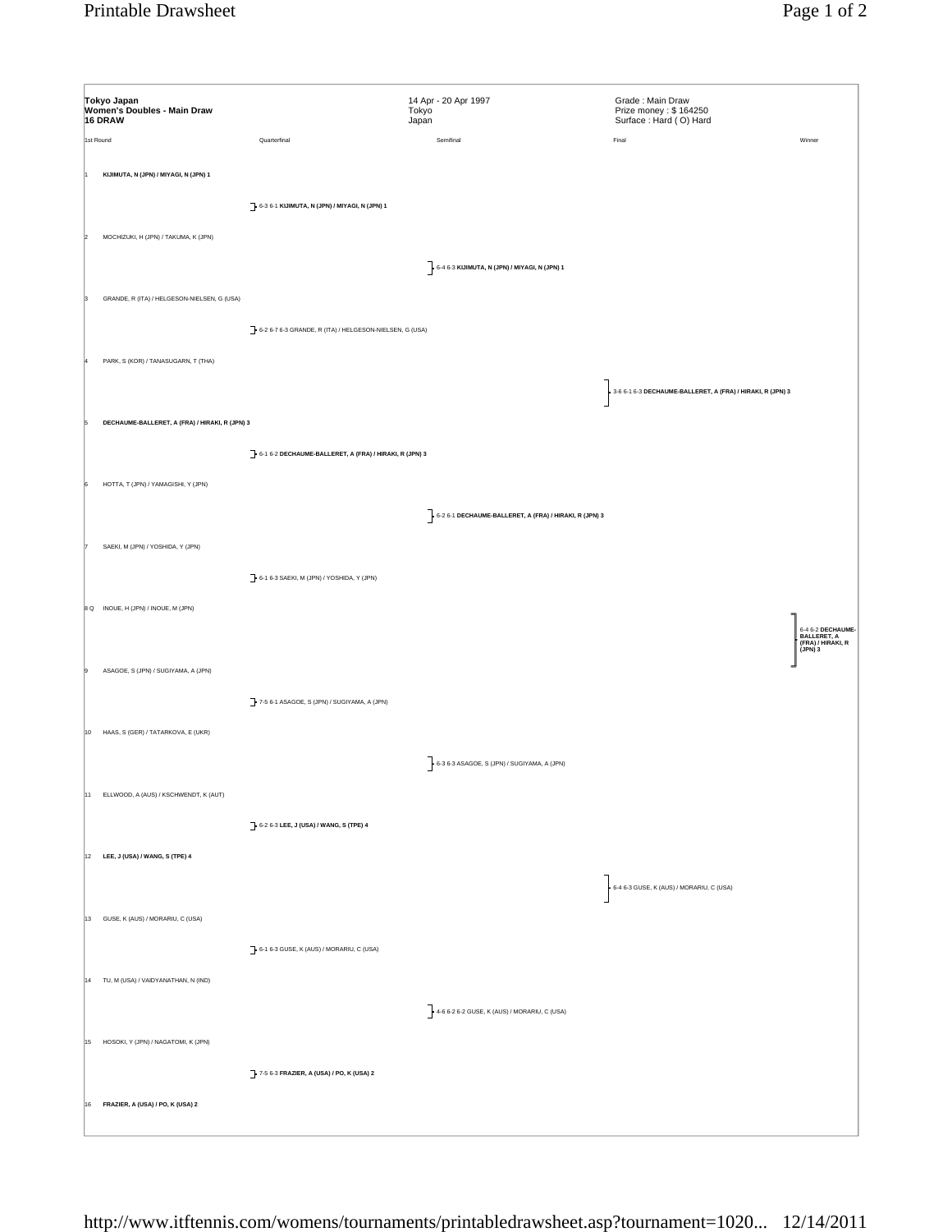**Tokyo Japan**
**Women's Doubles - Main Draw**
**16 DRAW**

14 Apr - 20 Apr 1997
Tokyo
Japan

Grade : Main Draw
Prize money : $ 164250
Surface : Hard ( O) Hard

| 1st Round | Quarterfinal | Semifinal | Final | Winner |
| --- | --- | --- | --- | --- |
| 1 **KIJIMUTA, N (JPN) / MIYAGI, N (JPN) 1** | | | | |
| | 6-3 6-1 **KIJIMUTA, N (JPN) / MIYAGI, N (JPN) 1** | | | |
| 2 MOCHIZUKI, H (JPN) / TAKUMA, K (JPN) | | | | |
| | | 6-4 6-3 **KIJIMUTA, N (JPN) / MIYAGI, N (JPN) 1** | | |
| 3 GRANDE, R (ITA) / HELGESON-NIELSEN, G (USA) | | | | |
| | 6-2 6-7 6-3 GRANDE, R (ITA) / HELGESON-NIELSEN, G (USA) | | | |
| 4 PARK, S (KOR) / TANASUGARN, T (THA) | | | | |
| | | | 3-6 6-1 6-3 **DECHAUME-BALLERET, A (FRA) / HIRAKI, R (JPN) 3** | |
| 5 **DECHAUME-BALLERET, A (FRA) / HIRAKI, R (JPN) 3** | | | | |
| | 6-1 6-2 **DECHAUME-BALLERET, A (FRA) / HIRAKI, R (JPN) 3** | | | |
| 6 HOTTA, T (JPN) / YAMAGISHI, Y (JPN) | | | | |
| | | 6-2 6-1 **DECHAUME-BALLERET, A (FRA) / HIRAKI, R (JPN) 3** | | |
| 7 SAEKI, M (JPN) / YOSHIDA, Y (JPN) | | | | |
| | 6-1 6-3 SAEKI, M (JPN) / YOSHIDA, Y (JPN) | | | |
| 8 Q INOUE, H (JPN) / INOUE, M (JPN) | | | | |
| | | | | 6-4 6-2 **DECHAUME-BALLERET, A (FRA) / HIRAKI, R (JPN) 3** |
| 9 ASAGOE, S (JPN) / SUGIYAMA, A (JPN) | | | | |
| | 7-5 6-1 ASAGOE, S (JPN) / SUGIYAMA, A (JPN) | | | |
| 10 HAAS, S (GER) / TATARKOVA, E (UKR) | | | | |
| | | 6-3 6-3 ASAGOE, S (JPN) / SUGIYAMA, A (JPN) | | |
| 11 ELLWOOD, A (AUS) / KSCHWENDT, K (AUT) | | | | |
| | 6-2 6-3 **LEE, J (USA) / WANG, S (TPE) 4** | | | |
| 12 **LEE, J (USA) / WANG, S (TPE) 4** | | | | |
| | | | 6-4 6-3 GUSE, K (AUS) / MORARIU, C (USA) | |
| 13 GUSE, K (AUS) / MORARIU, C (USA) | | | | |
| | 6-1 6-3 GUSE, K (AUS) / MORARIU, C (USA) | | | |
| 14 TU, M (USA) / VAIDYANATHAN, N (IND) | | | | |
| | | 4-6 6-2 6-2 GUSE, K (AUS) / MORARIU, C (USA) | | |
| 15 HOSOKI, Y (JPN) / NAGATOMI, K (JPN) | | | | |
| | 7-5 6-3 **FRAZIER, A (USA) / PO, K (USA) 2** | | | |
| 16 **FRAZIER, A (USA) / PO, K (USA) 2** | | | | |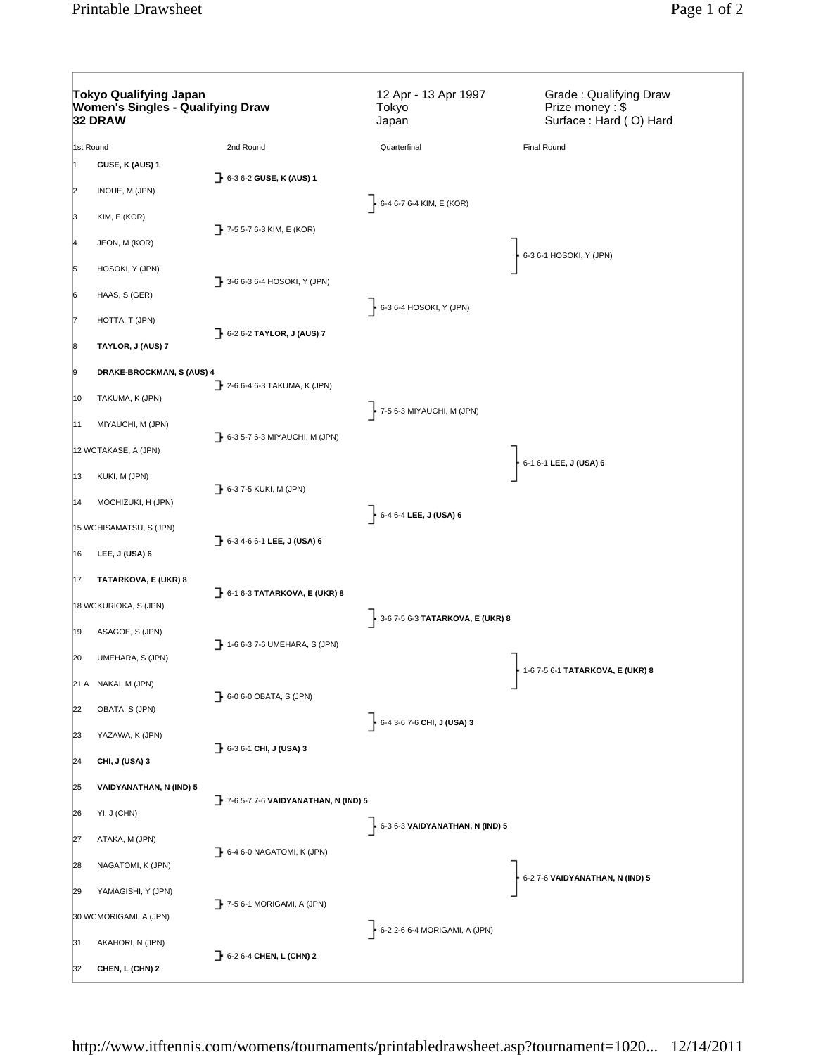**Tokyo Qualifying Japan**
**Women's Singles - Qualifying Draw**
**32 DRAW**

12 Apr - 13 Apr 1997
Tokyo
Japan

Grade : Qualifying Draw
Prize money : $
Surface : Hard ( O) Hard

| | 1st Round | 2nd Round | Quarterfinal | Final Round |
|---|---|---|---|---|
| 1 | **GUSE, K (AUS) 1** | | | |
| | | 6-3 6-2 **GUSE, K (AUS) 1** | | |
| 2 | INOUE, M (JPN) | | | |
| | | | 6-4 6-7 6-4 KIM, E (KOR) | |
| 3 | KIM, E (KOR) | | | |
| | | 7-5 5-7 6-3 KIM, E (KOR) | | |
| 4 | JEON, M (KOR) | | | |
| | | | | 6-3 6-1 HOSOKI, Y (JPN) |
| 5 | HOSOKI, Y (JPN) | | | |
| | | 3-6 6-3 6-4 HOSOKI, Y (JPN) | | |
| 6 | HAAS, S (GER) | | | |
| | | | 6-3 6-4 HOSOKI, Y (JPN) | |
| 7 | HOTTA, T (JPN) | | | |
| | | 6-2 6-2 **TAYLOR, J (AUS) 7** | | |
| 8 | **TAYLOR, J (AUS) 7** | | | |
| 9 | **DRAKE-BROCKMAN, S (AUS) 4** | | | |
| | | 2-6 6-4 6-3 TAKUMA, K (JPN) | | |
| 10 | TAKUMA, K (JPN) | | | |
| | | | 7-5 6-3 MIYAUCHI, M (JPN) | |
| 11 | MIYAUCHI, M (JPN) | | | |
| | | 6-3 5-7 6-3 MIYAUCHI, M (JPN) | | |
| 12 WC | TAKASE, A (JPN) | | | |
| | | | | 6-1 6-1 **LEE, J (USA) 6** |
| 13 | KUKI, M (JPN) | | | |
| | | 6-3 7-5 KUKI, M (JPN) | | |
| 14 | MOCHIZUKI, H (JPN) | | | |
| | | | 6-4 6-4 **LEE, J (USA) 6** | |
| 15 WC | HISAMATSU, S (JPN) | | | |
| | | 6-3 4-6 6-1 **LEE, J (USA) 6** | | |
| 16 | **LEE, J (USA) 6** | | | |
| 17 | **TATARKOVA, E (UKR) 8** | | | |
| | | 6-1 6-3 **TATARKOVA, E (UKR) 8** | | |
| 18 WC | KURIOKA, S (JPN) | | | |
| | | | 3-6 7-5 6-3 **TATARKOVA, E (UKR) 8** | |
| 19 | ASAGOE, S (JPN) | | | |
| | | 1-6 6-3 7-6 UMEHARA, S (JPN) | | |
| 20 | UMEHARA, S (JPN) | | | |
| | | | | 1-6 7-5 6-1 **TATARKOVA, E (UKR) 8** |
| 21 A | NAKAI, M (JPN) | | | |
| | | 6-0 6-0 OBATA, S (JPN) | | |
| 22 | OBATA, S (JPN) | | | |
| | | | 6-4 3-6 7-6 **CHI, J (USA) 3** | |
| 23 | YAZAWA, K (JPN) | | | |
| | | 6-3 6-1 **CHI, J (USA) 3** | | |
| 24 | **CHI, J (USA) 3** | | | |
| 25 | **VAIDYANATHAN, N (IND) 5** | | | |
| | | 7-6 5-7 7-6 **VAIDYANATHAN, N (IND) 5** | | |
| 26 | YI, J (CHN) | | | |
| | | | 6-3 6-3 **VAIDYANATHAN, N (IND) 5** | |
| 27 | ATAKA, M (JPN) | | | |
| | | 6-4 6-0 NAGATOMI, K (JPN) | | |
| 28 | NAGATOMI, K (JPN) | | | |
| | | | | 6-2 7-6 **VAIDYANATHAN, N (IND) 5** |
| 29 | YAMAGISHI, Y (JPN) | | | |
| | | 7-5 6-1 MORIGAMI, A (JPN) | | |
| 30 WC | MORIGAMI, A (JPN) | | | |
| | | | 6-2 2-6 6-4 MORIGAMI, A (JPN) | |
| 31 | AKAHORI, N (JPN) | | | |
| | | 6-2 6-4 **CHEN, L (CHN) 2** | | |
| 32 | **CHEN, L (CHN) 2** | | | |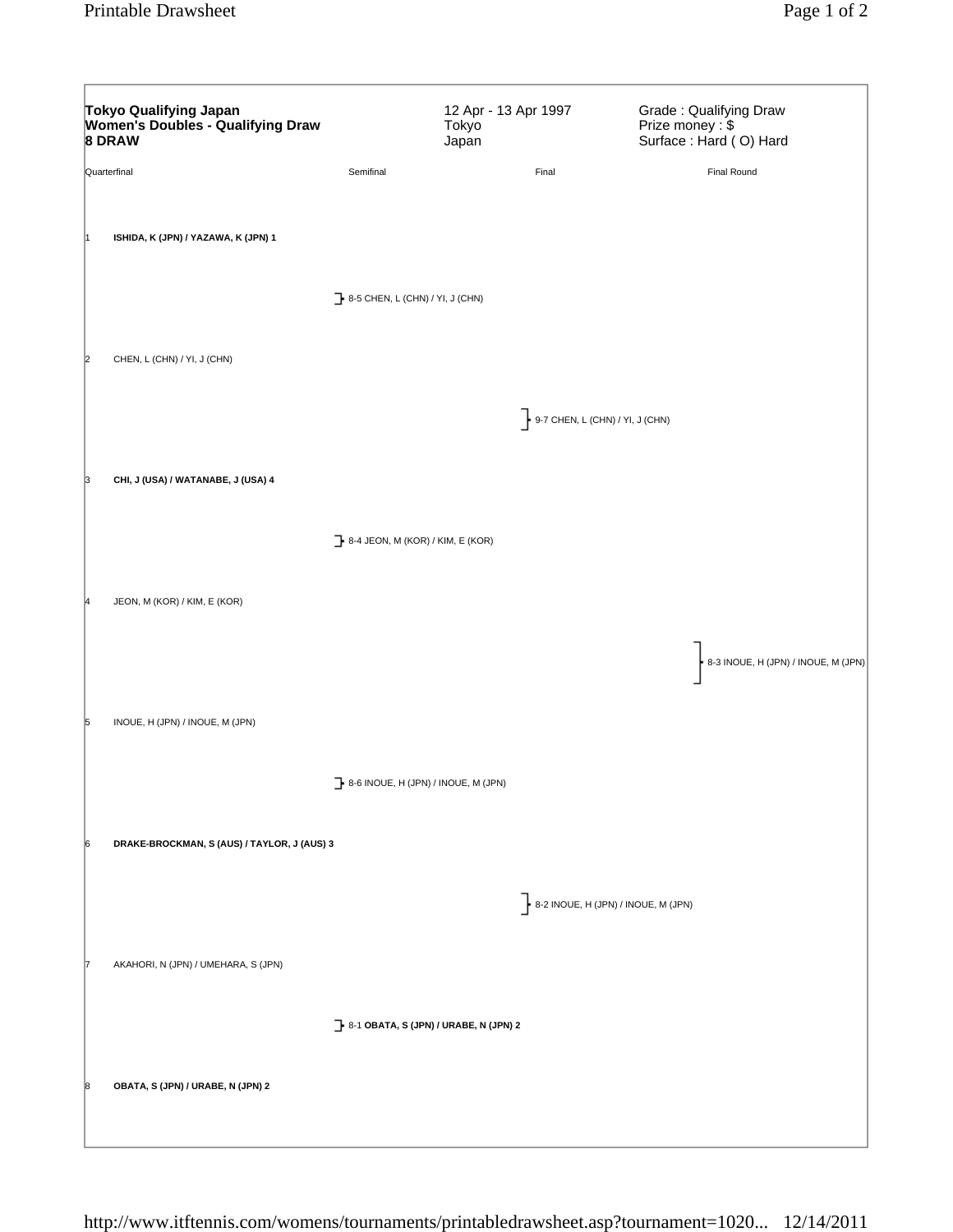**Tokyo Qualifying Japan**
**Women's Doubles - Qualifying Draw**
**8 DRAW**

12 Apr - 13 Apr 1997
Tokyo
Japan

Grade : Qualifying Draw
Prize money : $
Surface : Hard ( O) Hard

| Quarterfinal | Semifinal | Final | Final Round |
|---|---|---|---|
| 1 **ISHIDA, K (JPN) / YAZAWA, K (JPN) 1** | | | |
| | 8-5 CHEN, L (CHN) / YI, J (CHN) | | |
| 2 CHEN, L (CHN) / YI, J (CHN) | | | |
| | | 9-7 CHEN, L (CHN) / YI, J (CHN) | |
| 3 **CHI, J (USA) / WATANABE, J (USA) 4** | | | |
| | 8-4 JEON, M (KOR) / KIM, E (KOR) | | |
| 4 JEON, M (KOR) / KIM, E (KOR) | | | |
| | | | 8-3 INOUE, H (JPN) / INOUE, M (JPN) |
| 5 INOUE, H (JPN) / INOUE, M (JPN) | | | |
| | 8-6 INOUE, H (JPN) / INOUE, M (JPN) | | |
| 6 **DRAKE-BROCKMAN, S (AUS) / TAYLOR, J (AUS) 3** | | | |
| | | 8-2 INOUE, H (JPN) / INOUE, M (JPN) | |
| 7 AKAHORI, N (JPN) / UMEHARA, S (JPN) | | | |
| | 8-1 **OBATA, S (JPN) / URABE, N (JPN) 2** | | |
| 8 **OBATA, S (JPN) / URABE, N (JPN) 2** | | | |